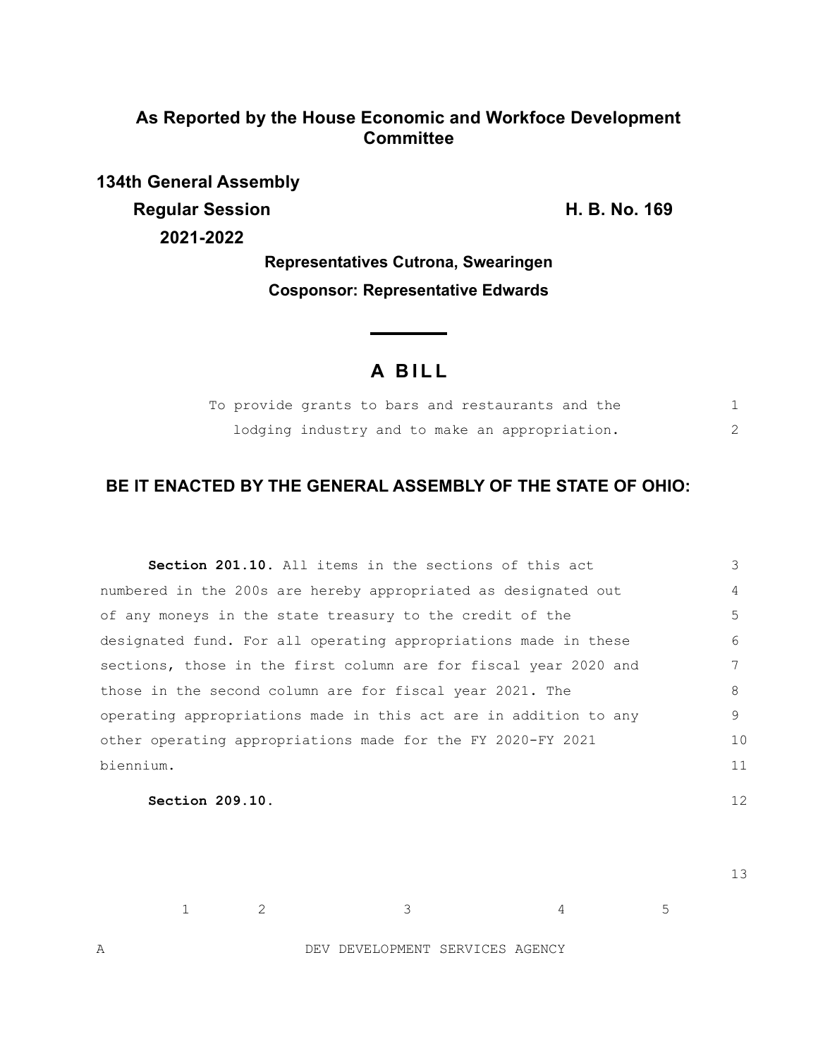**As Reported by the House Economic and Workfoce Development Committee**

**134th General Assembly**

**Regular Session**

**2021-2022**

**H. B. No. 169**

**Representatives Cutrona, Swearingen**

**Cosponsor: Representative Edwards**

# A BILL

To provide grants to bars and restaurants and the lodging industry and to make an appropriation.

## BE IT ENACTED BY THE GENERAL ASSEMBLY OF THE STATE OF OHIO:

**Section 201.10.** All items in the sections of this act numbered in the 200s are hereby appropriated as designated out of any moneys in the state treasury to the credit of the designated fund. For all operating appropriations made in these sections, those in the first column are for fiscal year 2020 and those in the second column are for fiscal year 2021. The operating appropriations made in this act are in addition to any other operating appropriations made for the FY 2020-FY 2021 biennium.

**Section 209.10.**

| | 1 | 2 | 3 | 4 | 5 |
|---|---|---|---|---|---|
| A | | | DEV DEVELOPMENT SERVICES AGENCY | | |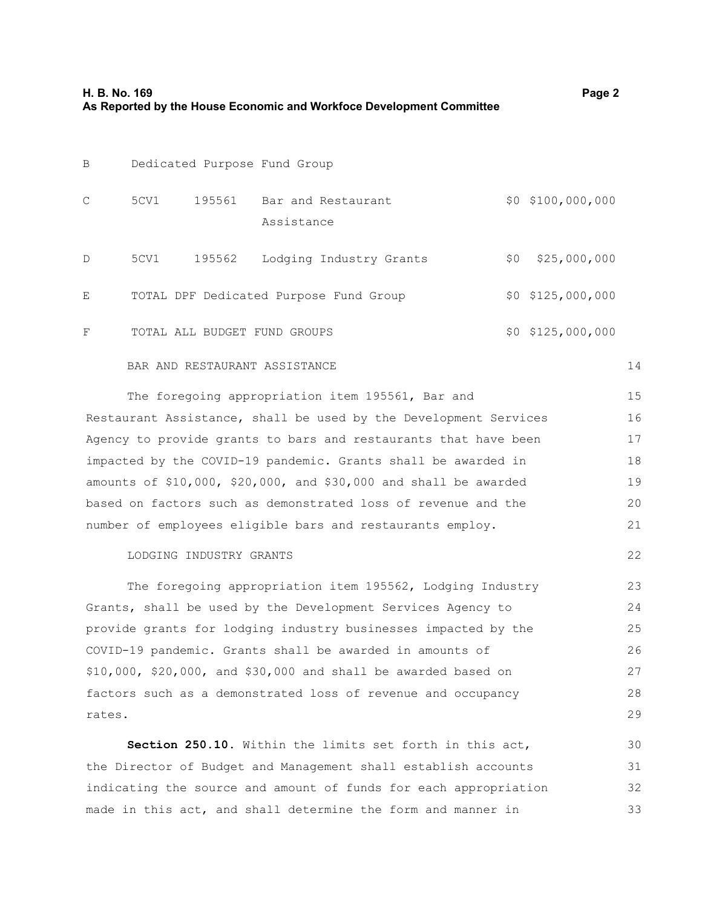| | | | | | |
|---|---|---|---|---|---|
| B | Dedicated Purpose Fund Group | | | | |
| C | 5CV1 | 195561 | Bar and Restaurant Assistance | $0 | $100,000,000 |
| D | 5CV1 | 195562 | Lodging Industry Grants | $0 | $25,000,000 |
| E | TOTAL DPF Dedicated Purpose Fund Group | | | $0 | $125,000,000 |
| F | TOTAL ALL BUDGET FUND GROUPS | | | $0 | $125,000,000 |

BAR AND RESTAURANT ASSISTANCE

The foregoing appropriation item 195561, Bar and Restaurant Assistance, shall be used by the Development Services Agency to provide grants to bars and restaurants that have been impacted by the COVID-19 pandemic. Grants shall be awarded in amounts of $10,000, $20,000, and $30,000 and shall be awarded based on factors such as demonstrated loss of revenue and the number of employees eligible bars and restaurants employ.

LODGING INDUSTRY GRANTS

The foregoing appropriation item 195562, Lodging Industry Grants, shall be used by the Development Services Agency to provide grants for lodging industry businesses impacted by the COVID-19 pandemic. Grants shall be awarded in amounts of $10,000, $20,000, and $30,000 and shall be awarded based on factors such as a demonstrated loss of revenue and occupancy rates.

**Section 250.10.** Within the limits set forth in this act, the Director of Budget and Management shall establish accounts indicating the source and amount of funds for each appropriation made in this act, and shall determine the form and manner in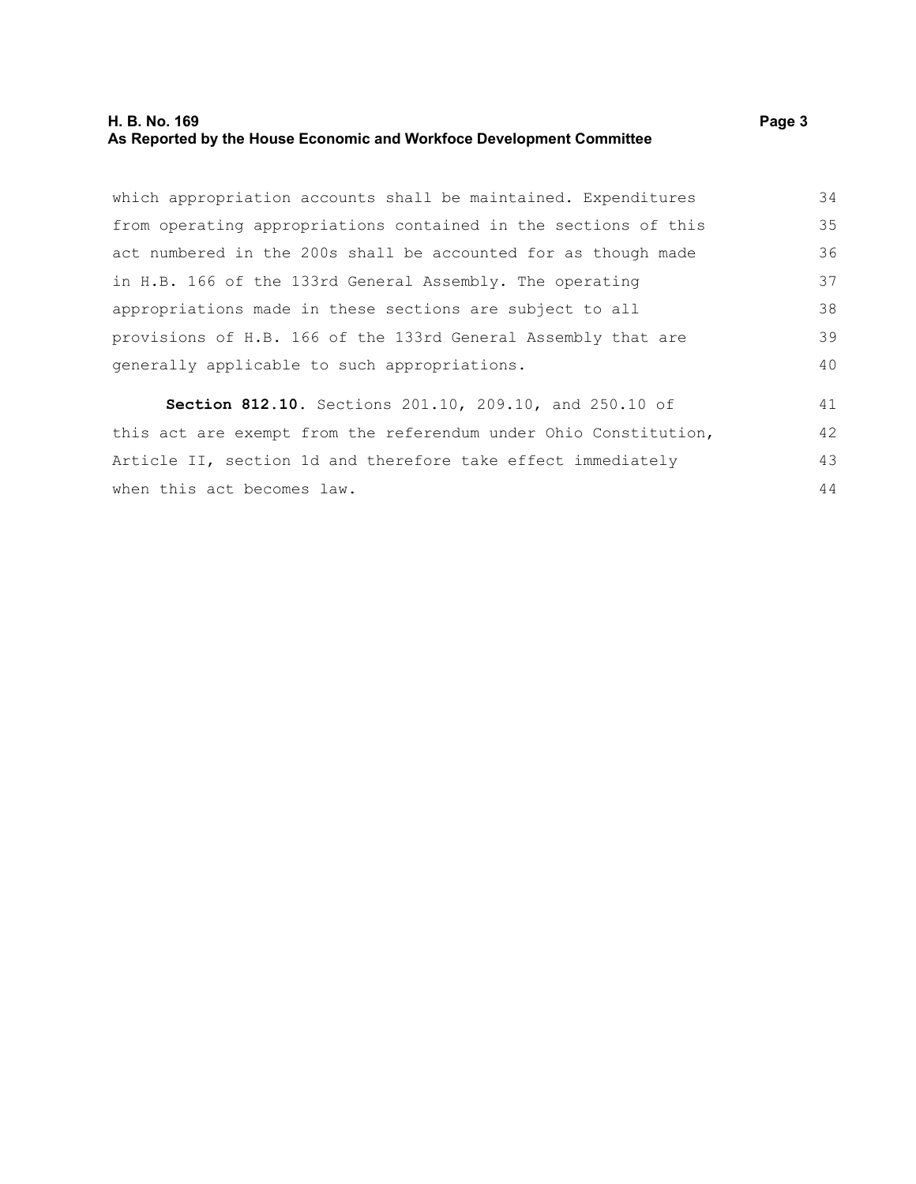which appropriation accounts shall be maintained. Expenditures from operating appropriations contained in the sections of this act numbered in the 200s shall be accounted for as though made in H.B. 166 of the 133rd General Assembly. The operating appropriations made in these sections are subject to all provisions of H.B. 166 of the 133rd General Assembly that are generally applicable to such appropriations.

**Section 812.10.** Sections 201.10, 209.10, and 250.10 of this act are exempt from the referendum under Ohio Constitution, Article II, section 1d and therefore take effect immediately when this act becomes law.